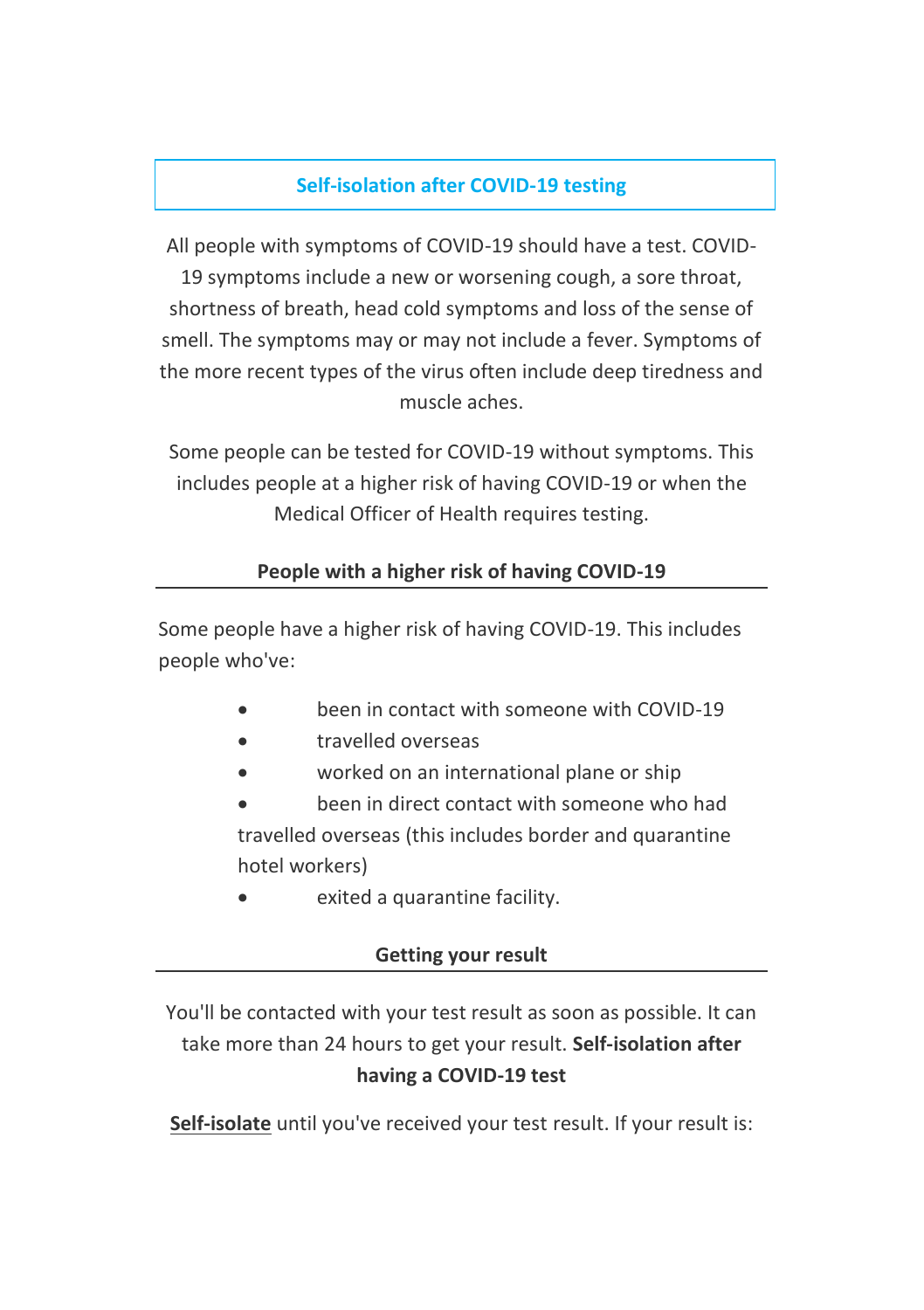## Self-isolation after COVID-19 testing

All people with symptoms of COVID-19 should have a test. COVID-19 symptoms include a new or worsening cough, a sore throat, shortness of breath, head cold symptoms and loss of the sense of smell. The symptoms may or may not include a fever. Symptoms of the more recent types of the virus often include deep tiredness and muscle aches.

Some people can be tested for COVID-19 without symptoms. This includes people at a higher risk of having COVID-19 or when the Medical Officer of Health requires testing.

### People with a higher risk of having COVID-19

Some people have a higher risk of having COVID-19. This includes people who've:

- been in contact with someone with COVID-19
- travelled overseas
- worked on an international plane or ship
- been in direct contact with someone who had travelled overseas (this includes border and quarantine hotel workers)
- exited a quarantine facility.

### Getting your result

You'll be contacted with your test result as soon as possible. It can take more than 24 hours to get your result. **Self-isolation after having a COVID-19 test**

**Self-isolate** until you've received your test result. If your result is: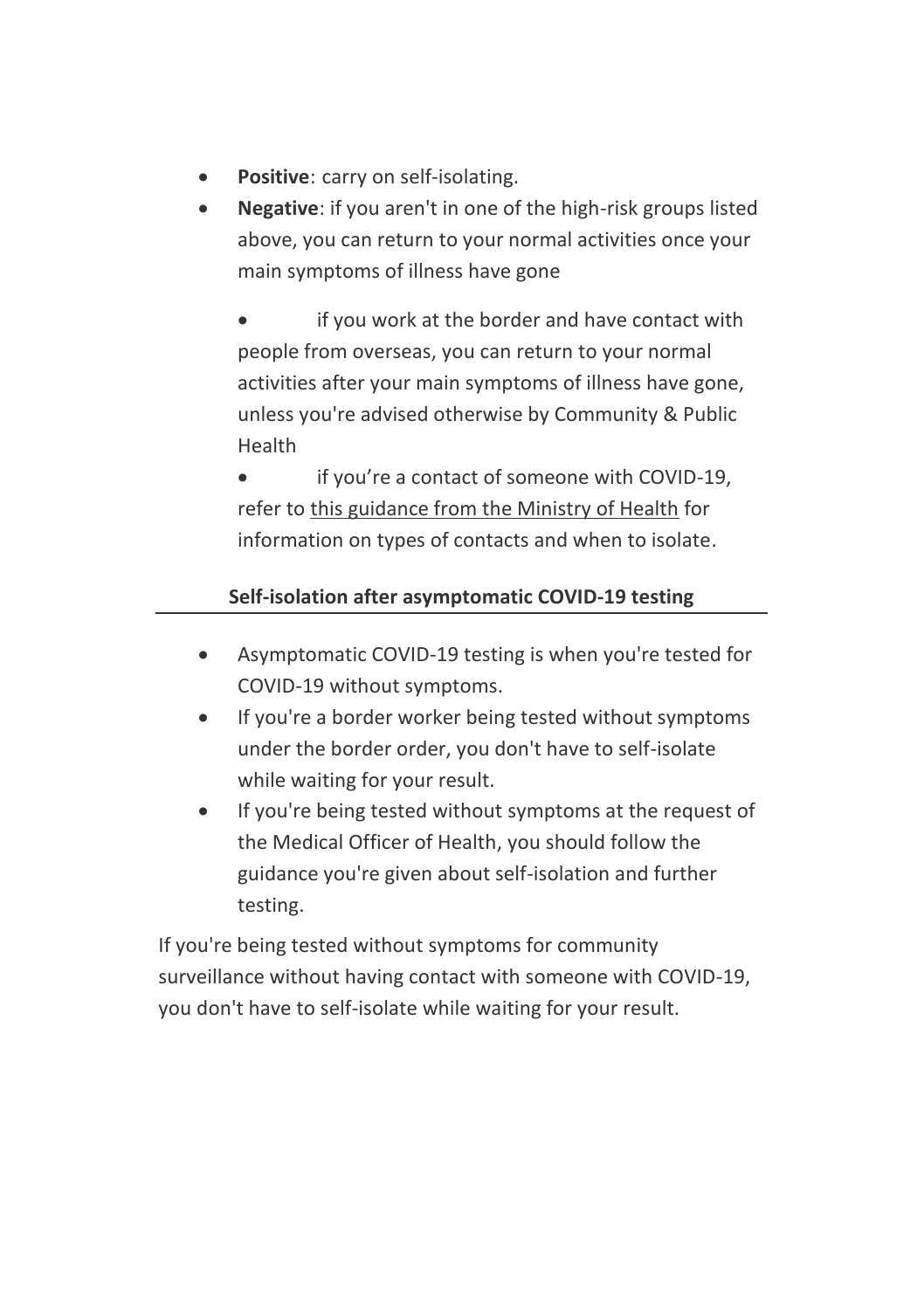- **Positive**: carry on self-isolating.
- **Negative**: if you aren't in one of the high-risk groups listed above, you can return to your normal activities once your main symptoms of illness have gone
  - if you work at the border and have contact with people from overseas, you can return to your normal activities after your main symptoms of illness have gone, unless you're advised otherwise by Community & Public Health
  - if you're a contact of someone with COVID-19, refer to this guidance from the Ministry of Health for information on types of contacts and when to isolate.

### Self-isolation after asymptomatic COVID-19 testing

- Asymptomatic COVID-19 testing is when you're tested for COVID-19 without symptoms.
- If you're a border worker being tested without symptoms under the border order, you don't have to self-isolate while waiting for your result.
- If you're being tested without symptoms at the request of the Medical Officer of Health, you should follow the guidance you're given about self-isolation and further testing.

If you're being tested without symptoms for community surveillance without having contact with someone with COVID-19, you don't have to self-isolate while waiting for your result.